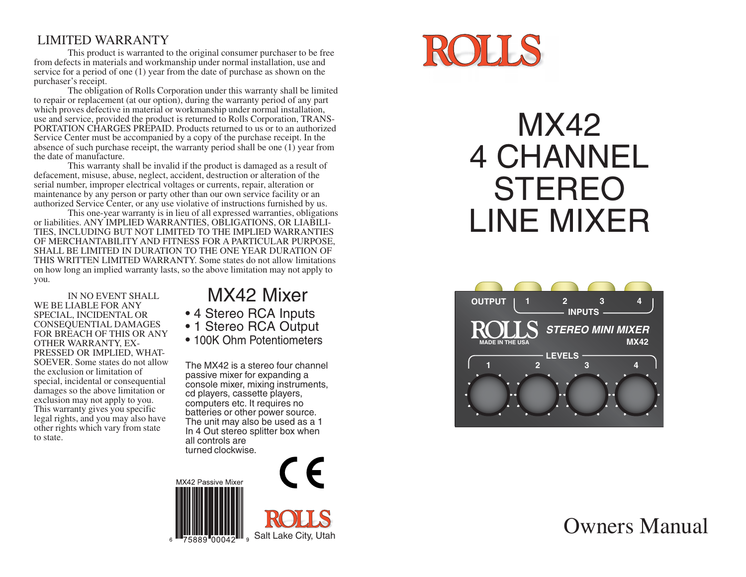## LIMITED WARRANTY

This product is warranted to the original consumer purchaser to be free from defects in materials and workmanship under normal installation, use and service for a period of one (1) year from the date of purchase as shown on the purchaser's receipt.

The obligation of Rolls Corporation under this warranty shall be limited to repair or replacement (at our option), during the warranty period of any part which proves defective in material or workmanship under normal installation, use and service, provided the product is returned to Rolls Corporation, TRANSPORTATION CHARGES PREPAID. Products returned to us or to an authorized Service Center must be accompanied by a copy of the purchase receipt. In the absence of such purchase receipt, the warranty period shall be one (1) year from the date of manufacture.

This warranty shall be invalid if the product is damaged as a result of defacement, misuse, abuse, neglect, accident, destruction or alteration of the serial number, improper electrical voltages or currents, repair, alteration or maintenance by any person or party other than our own service facility or an authorized Service Center, or any use violative of instructions furnished by us.

This one-year warranty is in lieu of all expressed warranties, obligations or liabilities. ANY IMPLIED WARRANTIES, OBLIGATIONS, OR LIABILITIES, INCLUDING BUT NOT LIMITED TO THE IMPLIED WARRANTIES OF MERCHANTABILITY AND FITNESS FOR A PARTICULAR PURPOSE, SHALL BE LIMITED IN DURATION TO THE ONE YEAR DURATION OF THIS WRITTEN LIMITED WARRANTY. Some states do not allow limitations on how long an implied warranty lasts, so the above limitation may not apply to you.

IN NO EVENT SHALL WE BE LIABLE FOR ANY SPECIAL, INCIDENTAL OR CONSEQUENTIAL DAMAGES FOR BREACH OF THIS OR ANY OTHER WARRANTY, EXPRESSED OR IMPLIED, WHATSOEVER. Some states do not allow the exclusion or limitation of special, incidental or consequential damages so the above limitation or exclusion may not apply to you. This warranty gives you specific legal rights, and you may also have other rights which vary from state to state.

## MX42 Mixer

- 4 Stereo RCA Inputs
- 1 Stereo RCA Output
- 100K Ohm Potentiometers

The MX42 is a stereo four channel passive mixer for expanding a console mixer, mixing instruments, cd players, cassette players, computers etc. It requires no batteries or other power source. The unit may also be used as a 1 In 4 Out stereo splitter box when all controls are turned clockwise.

MX42 Passive Mixer

6 75889 00042 9

CE

ROLLS

Salt Lake City, Utah

# ROLLS

# MX42 4 CHANNEL STEREO LINE MIXER

OUTPUT 1 2 3 4 INPUTS

ROLLS MADE IN THE USA *STEREO MINI MIXER* MX42

LEVELS 1 2 3 4

Owners Manual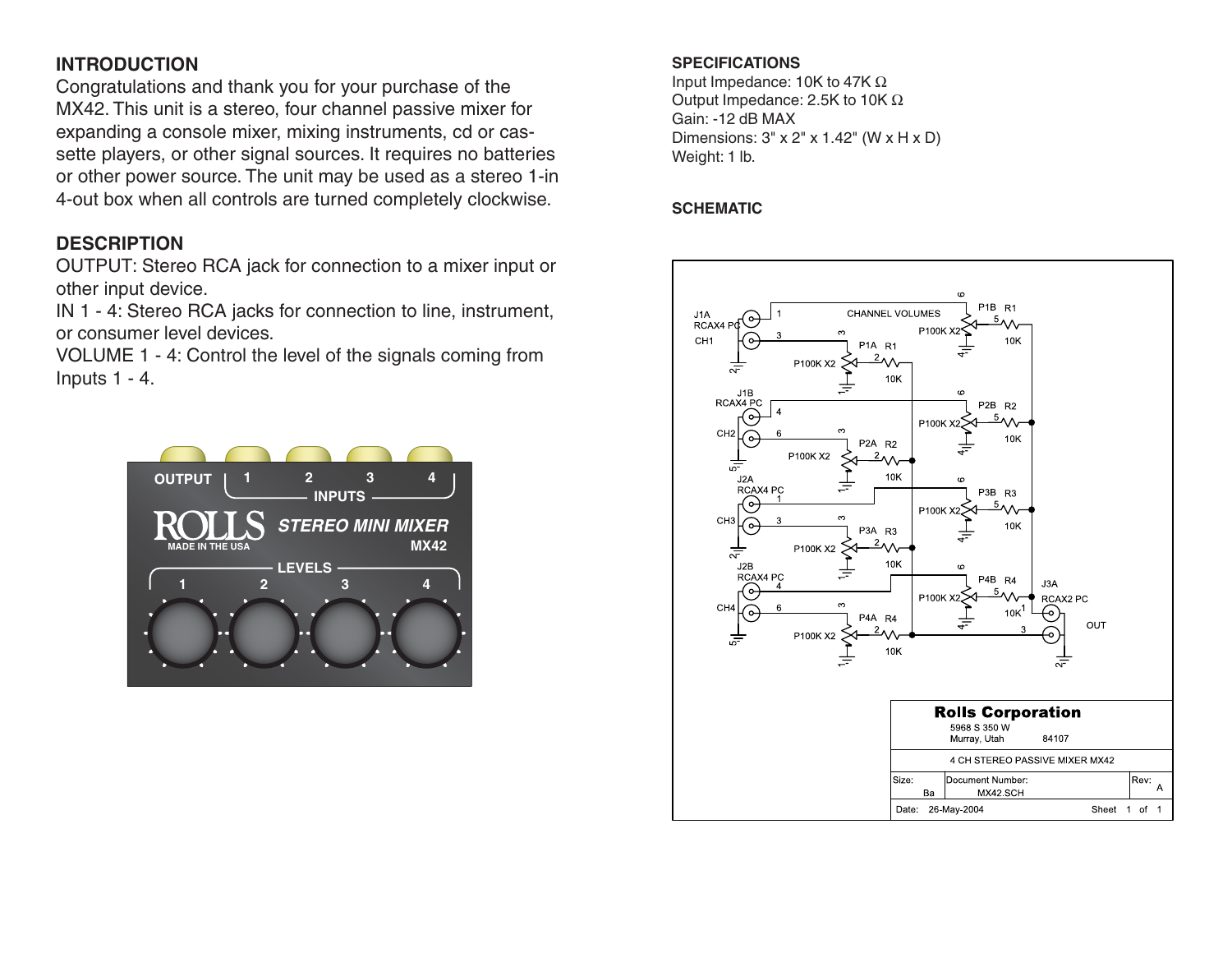## INTRODUCTION

Congratulations and thank you for your purchase of the MX42. This unit is a stereo, four channel passive mixer for expanding a console mixer, mixing instruments, cd or cassette players, or other signal sources. It requires no batteries or other power source. The unit may be used as a stereo 1-in 4-out box when all controls are turned completely clockwise.

## DESCRIPTION

OUTPUT: Stereo RCA jack for connection to a mixer input or other input device.

IN 1 - 4: Stereo RCA jacks for connection to line, instrument, or consumer level devices.

VOLUME 1 - 4: Control the level of the signals coming from Inputs 1 - 4.

OUTPUT 1 2 3 4
INPUTS
ROLLS STEREO MINI MIXER
MADE IN THE USA MX42
LEVELS
1 2 3 4

### SPECIFICATIONS

Input Impedance: 10K to 47K Ω
Output Impedance: 2.5K to 10K Ω
Gain: -12 dB MAX
Dimensions: 3" x 2" x 1.42" (W x H x D)
Weight: 1 lb.

### SCHEMATIC

CHANNEL VOLUMES
J1A RCAX4 PC CH1
J1B RCAX4 PC CH2
J2A RCAX4 PC CH3
J2B RCAX4 PC CH4
P1A P1B P2A P2B P3A P3B P4A P4B P100K X2
R1 R2 R3 R4 10K
J3A RCAX2 PC OUT

Rolls Corporation
5968 S 350 W
Murray, Utah 84107
4 CH STEREO PASSIVE MIXER MX42
Size: Ba
Document Number: MX42.SCH
Rev: A
Date: 26-May-2004
Sheet 1 of 1